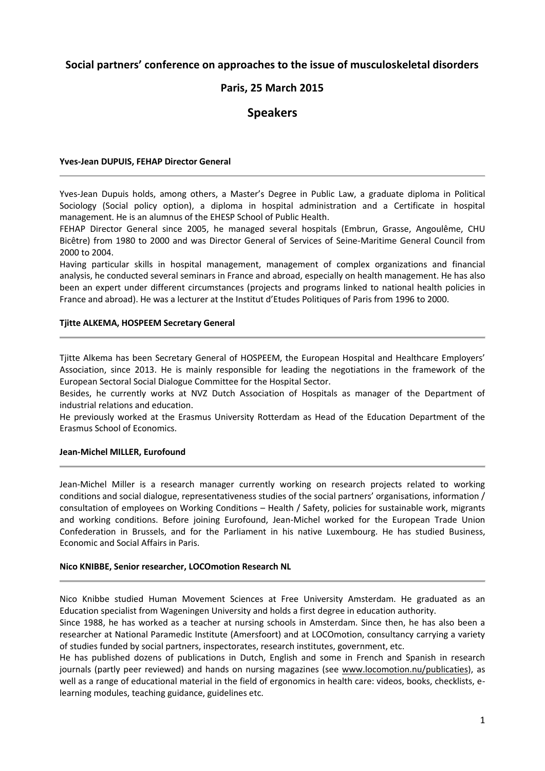# Social partners' conference on approaches to the issue of musculoskeletal disorders

## Paris, 25 March 2015

## Speakers

**Yves-Jean DUPUIS, FEHAP Director General**

---

Yves-Jean Dupuis holds, among others, a Master's Degree in Public Law, a graduate diploma in Political Sociology (Social policy option), a diploma in hospital administration and a Certificate in hospital management. He is an alumnus of the EHESP School of Public Health.

FEHAP Director General since 2005, he managed several hospitals (Embrun, Grasse, Angoulême, CHU Bicêtre) from 1980 to 2000 and was Director General of Services of Seine-Maritime General Council from 2000 to 2004.

Having particular skills in hospital management, management of complex organizations and financial analysis, he conducted several seminars in France and abroad, especially on health management. He has also been an expert under different circumstances (projects and programs linked to national health policies in France and abroad). He was a lecturer at the Institut d'Etudes Politiques of Paris from 1996 to 2000.

**Tjitte ALKEMA, HOSPEEM Secretary General**

---

Tjitte Alkema has been Secretary General of HOSPEEM, the European Hospital and Healthcare Employers' Association, since 2013. He is mainly responsible for leading the negotiations in the framework of the European Sectoral Social Dialogue Committee for the Hospital Sector.

Besides, he currently works at NVZ Dutch Association of Hospitals as manager of the Department of industrial relations and education.

He previously worked at the Erasmus University Rotterdam as Head of the Education Department of the Erasmus School of Economics.

**Jean-Michel MILLER, Eurofound**

---

Jean-Michel Miller is a research manager currently working on research projects related to working conditions and social dialogue, representativeness studies of the social partners' organisations, information / consultation of employees on Working Conditions – Health / Safety, policies for sustainable work, migrants and working conditions. Before joining Eurofound, Jean-Michel worked for the European Trade Union Confederation in Brussels, and for the Parliament in his native Luxembourg. He has studied Business, Economic and Social Affairs in Paris.

**Nico KNIBBE, Senior researcher, LOCOmotion Research NL**

---

Nico Knibbe studied Human Movement Sciences at Free University Amsterdam. He graduated as an Education specialist from Wageningen University and holds a first degree in education authority.

Since 1988, he has worked as a teacher at nursing schools in Amsterdam. Since then, he has also been a researcher at National Paramedic Institute (Amersfoort) and at LOCOmotion, consultancy carrying a variety of studies funded by social partners, inspectorates, research institutes, government, etc.

He has published dozens of publications in Dutch, English and some in French and Spanish in research journals (partly peer reviewed) and hands on nursing magazines (see www.locomotion.nu/publicaties), as well as a range of educational material in the field of ergonomics in health care: videos, books, checklists, e-learning modules, teaching guidance, guidelines etc.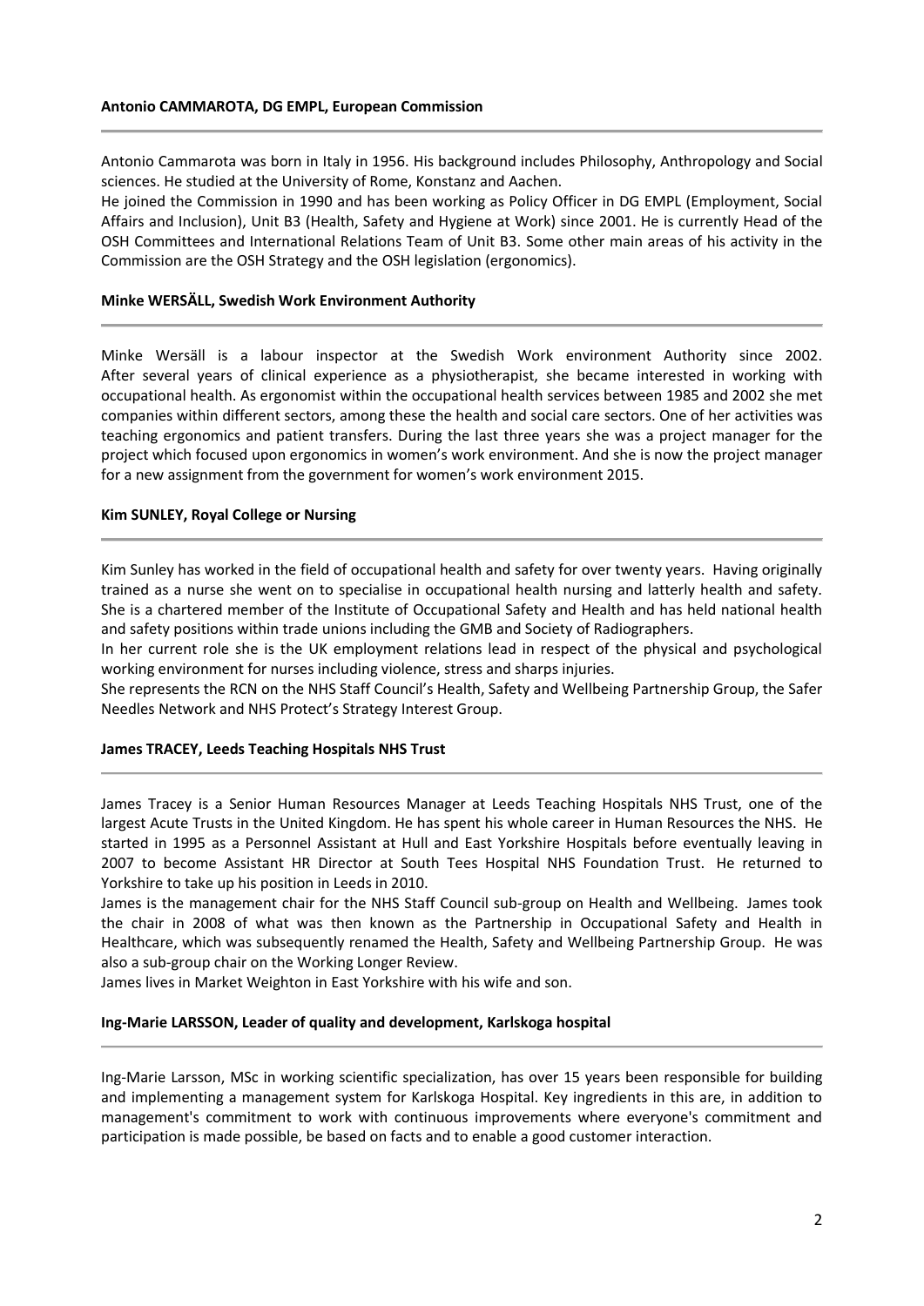**Antonio CAMMAROTA, DG EMPL, European Commission**

Antonio Cammarota was born in Italy in 1956. His background includes Philosophy, Anthropology and Social sciences. He studied at the University of Rome, Konstanz and Aachen.

He joined the Commission in 1990 and has been working as Policy Officer in DG EMPL (Employment, Social Affairs and Inclusion), Unit B3 (Health, Safety and Hygiene at Work) since 2001. He is currently Head of the OSH Committees and International Relations Team of Unit B3. Some other main areas of his activity in the Commission are the OSH Strategy and the OSH legislation (ergonomics).

**Minke WERSÄLL, Swedish Work Environment Authority**

Minke Wersäll is a labour inspector at the Swedish Work environment Authority since 2002. After several years of clinical experience as a physiotherapist, she became interested in working with occupational health. As ergonomist within the occupational health services between 1985 and 2002 she met companies within different sectors, among these the health and social care sectors. One of her activities was teaching ergonomics and patient transfers. During the last three years she was a project manager for the project which focused upon ergonomics in women's work environment. And she is now the project manager for a new assignment from the government for women's work environment 2015.

**Kim SUNLEY, Royal College or Nursing**

Kim Sunley has worked in the field of occupational health and safety for over twenty years. Having originally trained as a nurse she went on to specialise in occupational health nursing and latterly health and safety. She is a chartered member of the Institute of Occupational Safety and Health and has held national health and safety positions within trade unions including the GMB and Society of Radiographers.

In her current role she is the UK employment relations lead in respect of the physical and psychological working environment for nurses including violence, stress and sharps injuries.

She represents the RCN on the NHS Staff Council's Health, Safety and Wellbeing Partnership Group, the Safer Needles Network and NHS Protect's Strategy Interest Group.

**James TRACEY, Leeds Teaching Hospitals NHS Trust**

James Tracey is a Senior Human Resources Manager at Leeds Teaching Hospitals NHS Trust, one of the largest Acute Trusts in the United Kingdom. He has spent his whole career in Human Resources the NHS. He started in 1995 as a Personnel Assistant at Hull and East Yorkshire Hospitals before eventually leaving in 2007 to become Assistant HR Director at South Tees Hospital NHS Foundation Trust. He returned to Yorkshire to take up his position in Leeds in 2010.

James is the management chair for the NHS Staff Council sub-group on Health and Wellbeing. James took the chair in 2008 of what was then known as the Partnership in Occupational Safety and Health in Healthcare, which was subsequently renamed the Health, Safety and Wellbeing Partnership Group. He was also a sub-group chair on the Working Longer Review.

James lives in Market Weighton in East Yorkshire with his wife and son.

**Ing-Marie LARSSON, Leader of quality and development, Karlskoga hospital**

Ing-Marie Larsson, MSc in working scientific specialization, has over 15 years been responsible for building and implementing a management system for Karlskoga Hospital. Key ingredients in this are, in addition to management's commitment to work with continuous improvements where everyone's commitment and participation is made possible, be based on facts and to enable a good customer interaction.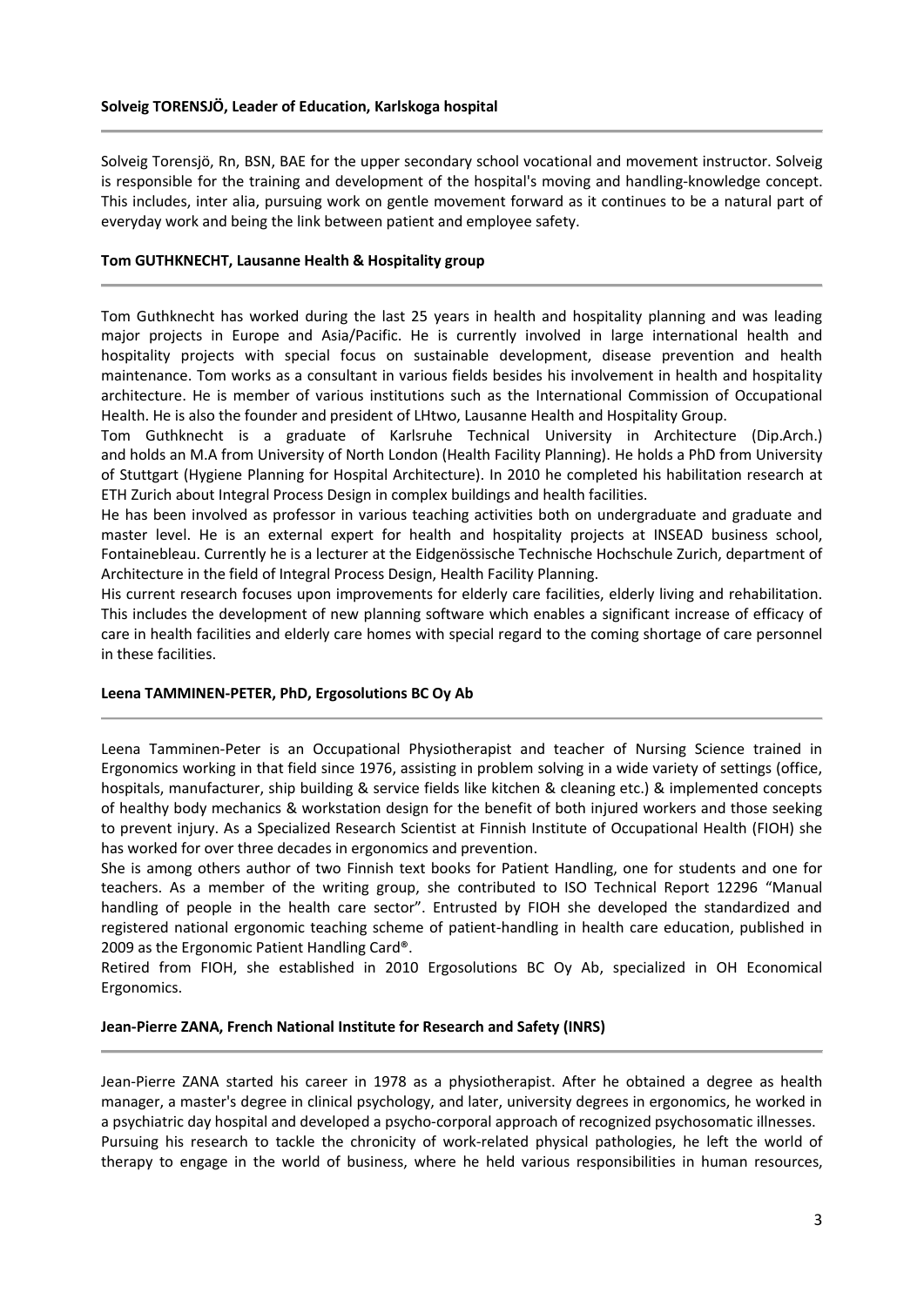**Solveig TORENSJÖ, Leader of Education, Karlskoga hospital**

---

Solveig Torensjö, Rn, BSN, BAE for the upper secondary school vocational and movement instructor. Solveig is responsible for the training and development of the hospital's moving and handling-knowledge concept. This includes, inter alia, pursuing work on gentle movement forward as it continues to be a natural part of everyday work and being the link between patient and employee safety.

**Tom GUTHKNECHT, Lausanne Health & Hospitality group**

---

Tom Guthknecht has worked during the last 25 years in health and hospitality planning and was leading major projects in Europe and Asia/Pacific. He is currently involved in large international health and hospitality projects with special focus on sustainable development, disease prevention and health maintenance. Tom works as a consultant in various fields besides his involvement in health and hospitality architecture. He is member of various institutions such as the International Commission of Occupational Health. He is also the founder and president of LHtwo, Lausanne Health and Hospitality Group.

Tom Guthknecht is a graduate of Karlsruhe Technical University in Architecture (Dip.Arch.) and holds an M.A from University of North London (Health Facility Planning). He holds a PhD from University of Stuttgart (Hygiene Planning for Hospital Architecture). In 2010 he completed his habilitation research at ETH Zurich about Integral Process Design in complex buildings and health facilities.

He has been involved as professor in various teaching activities both on undergraduate and graduate and master level. He is an external expert for health and hospitality projects at INSEAD business school, Fontainebleau. Currently he is a lecturer at the Eidgenössische Technische Hochschule Zurich, department of Architecture in the field of Integral Process Design, Health Facility Planning.

His current research focuses upon improvements for elderly care facilities, elderly living and rehabilitation. This includes the development of new planning software which enables a significant increase of efficacy of care in health facilities and elderly care homes with special regard to the coming shortage of care personnel in these facilities.

**Leena TAMMINEN-PETER, PhD, Ergosolutions BC Oy Ab**

---

Leena Tamminen-Peter is an Occupational Physiotherapist and teacher of Nursing Science trained in Ergonomics working in that field since 1976, assisting in problem solving in a wide variety of settings (office, hospitals, manufacturer, ship building & service fields like kitchen & cleaning etc.) & implemented concepts of healthy body mechanics & workstation design for the benefit of both injured workers and those seeking to prevent injury. As a Specialized Research Scientist at Finnish Institute of Occupational Health (FIOH) she has worked for over three decades in ergonomics and prevention.

She is among others author of two Finnish text books for Patient Handling, one for students and one for teachers. As a member of the writing group, she contributed to ISO Technical Report 12296 "Manual handling of people in the health care sector". Entrusted by FIOH she developed the standardized and registered national ergonomic teaching scheme of patient-handling in health care education, published in 2009 as the Ergonomic Patient Handling Card®.

Retired from FIOH, she established in 2010 Ergosolutions BC Oy Ab, specialized in OH Economical Ergonomics.

**Jean-Pierre ZANA, French National Institute for Research and Safety (INRS)**

---

Jean-Pierre ZANA started his career in 1978 as a physiotherapist. After he obtained a degree as health manager, a master's degree in clinical psychology, and later, university degrees in ergonomics, he worked in a psychiatric day hospital and developed a psycho-corporal approach of recognized psychosomatic illnesses.

Pursuing his research to tackle the chronicity of work-related physical pathologies, he left the world of therapy to engage in the world of business, where he held various responsibilities in human resources,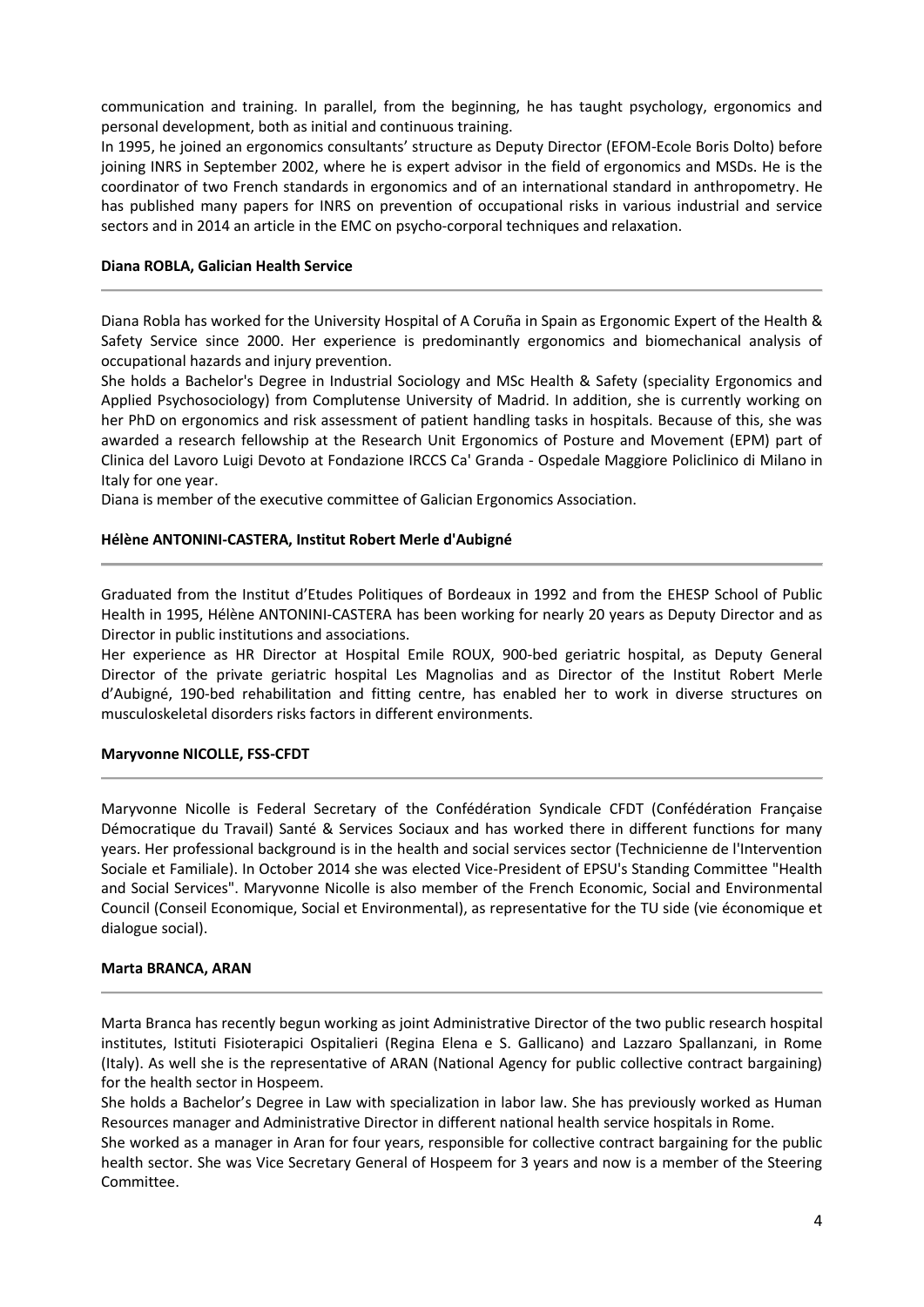communication and training. In parallel, from the beginning, he has taught psychology, ergonomics and personal development, both as initial and continuous training.

In 1995, he joined an ergonomics consultants' structure as Deputy Director (EFOM-Ecole Boris Dolto) before joining INRS in September 2002, where he is expert advisor in the field of ergonomics and MSDs. He is the coordinator of two French standards in ergonomics and of an international standard in anthropometry. He has published many papers for INRS on prevention of occupational risks in various industrial and service sectors and in 2014 an article in the EMC on psycho-corporal techniques and relaxation.

**Diana ROBLA, Galician Health Service**

---

Diana Robla has worked for the University Hospital of A Coruña in Spain as Ergonomic Expert of the Health & Safety Service since 2000. Her experience is predominantly ergonomics and biomechanical analysis of occupational hazards and injury prevention.

She holds a Bachelor's Degree in Industrial Sociology and MSc Health & Safety (speciality Ergonomics and Applied Psychosociology) from Complutense University of Madrid. In addition, she is currently working on her PhD on ergonomics and risk assessment of patient handling tasks in hospitals. Because of this, she was awarded a research fellowship at the Research Unit Ergonomics of Posture and Movement (EPM) part of Clinica del Lavoro Luigi Devoto at Fondazione IRCCS Ca' Granda - Ospedale Maggiore Policlinico di Milano in Italy for one year.

Diana is member of the executive committee of Galician Ergonomics Association.

**Hélène ANTONINI-CASTERA, Institut Robert Merle d'Aubigné**

---

Graduated from the Institut d'Etudes Politiques of Bordeaux in 1992 and from the EHESP School of Public Health in 1995, Hélène ANTONINI-CASTERA has been working for nearly 20 years as Deputy Director and as Director in public institutions and associations.

Her experience as HR Director at Hospital Emile ROUX, 900-bed geriatric hospital, as Deputy General Director of the private geriatric hospital Les Magnolias and as Director of the Institut Robert Merle d'Aubigné, 190-bed rehabilitation and fitting centre, has enabled her to work in diverse structures on musculoskeletal disorders risks factors in different environments.

**Maryvonne NICOLLE, FSS-CFDT**

---

Maryvonne Nicolle is Federal Secretary of the Confédération Syndicale CFDT (Confédération Française Démocratique du Travail) Santé & Services Sociaux and has worked there in different functions for many years. Her professional background is in the health and social services sector (Technicienne de l'Intervention Sociale et Familiale). In October 2014 she was elected Vice-President of EPSU's Standing Committee "Health and Social Services". Maryvonne Nicolle is also member of the French Economic, Social and Environmental Council (Conseil Economique, Social et Environmental), as representative for the TU side (vie économique et dialogue social).

**Marta BRANCA, ARAN**

---

Marta Branca has recently begun working as joint Administrative Director of the two public research hospital institutes, Istituti Fisioterapici Ospitalieri (Regina Elena e S. Gallicano) and Lazzaro Spallanzani, in Rome (Italy). As well she is the representative of ARAN (National Agency for public collective contract bargaining) for the health sector in Hospeem.

She holds a Bachelor's Degree in Law with specialization in labor law. She has previously worked as Human Resources manager and Administrative Director in different national health service hospitals in Rome.

She worked as a manager in Aran for four years, responsible for collective contract bargaining for the public health sector. She was Vice Secretary General of Hospeem for 3 years and now is a member of the Steering Committee.